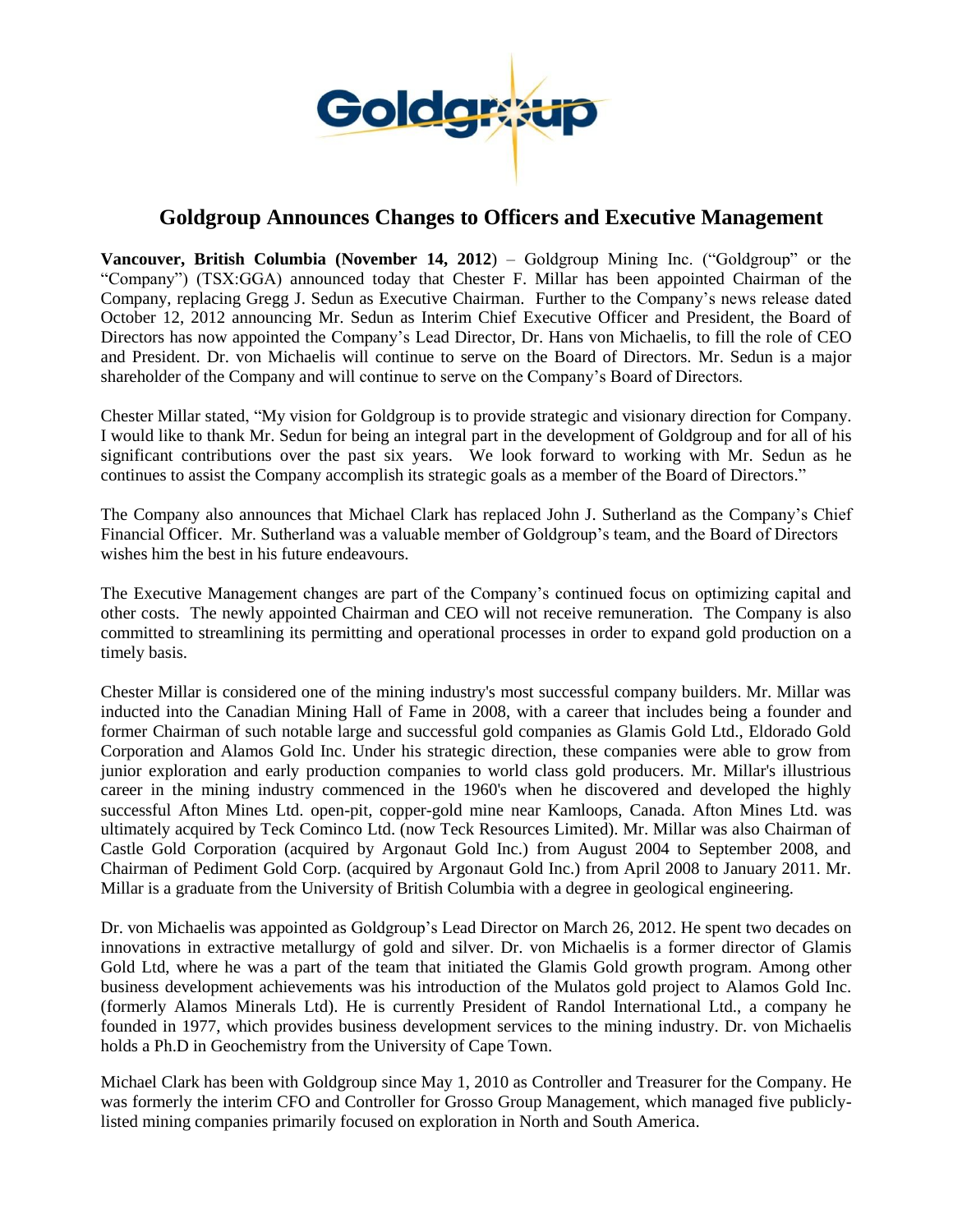# Goldgroup Announces Changes to Officers and Executive Management

**Vancouver, British Columbia (November 14, 2012)** – Goldgroup Mining Inc. ("Goldgroup" or the "Company") (TSX:GGA) announced today that Chester F. Millar has been appointed Chairman of the Company, replacing Gregg J. Sedun as Executive Chairman. Further to the Company's news release dated October 12, 2012 announcing Mr. Sedun as Interim Chief Executive Officer and President, the Board of Directors has now appointed the Company's Lead Director, Dr. Hans von Michaelis, to fill the role of CEO and President. Dr. von Michaelis will continue to serve on the Board of Directors. Mr. Sedun is a major shareholder of the Company and will continue to serve on the Company's Board of Directors.

Chester Millar stated, "My vision for Goldgroup is to provide strategic and visionary direction for Company. I would like to thank Mr. Sedun for being an integral part in the development of Goldgroup and for all of his significant contributions over the past six years. We look forward to working with Mr. Sedun as he continues to assist the Company accomplish its strategic goals as a member of the Board of Directors."

The Company also announces that Michael Clark has replaced John J. Sutherland as the Company's Chief Financial Officer. Mr. Sutherland was a valuable member of Goldgroup's team, and the Board of Directors wishes him the best in his future endeavours.

The Executive Management changes are part of the Company's continued focus on optimizing capital and other costs. The newly appointed Chairman and CEO will not receive remuneration. The Company is also committed to streamlining its permitting and operational processes in order to expand gold production on a timely basis.

Chester Millar is considered one of the mining industry's most successful company builders. Mr. Millar was inducted into the Canadian Mining Hall of Fame in 2008, with a career that includes being a founder and former Chairman of such notable large and successful gold companies as Glamis Gold Ltd., Eldorado Gold Corporation and Alamos Gold Inc. Under his strategic direction, these companies were able to grow from junior exploration and early production companies to world class gold producers. Mr. Millar's illustrious career in the mining industry commenced in the 1960's when he discovered and developed the highly successful Afton Mines Ltd. open-pit, copper-gold mine near Kamloops, Canada. Afton Mines Ltd. was ultimately acquired by Teck Cominco Ltd. (now Teck Resources Limited). Mr. Millar was also Chairman of Castle Gold Corporation (acquired by Argonaut Gold Inc.) from August 2004 to September 2008, and Chairman of Pediment Gold Corp. (acquired by Argonaut Gold Inc.) from April 2008 to January 2011. Mr. Millar is a graduate from the University of British Columbia with a degree in geological engineering.

Dr. von Michaelis was appointed as Goldgroup's Lead Director on March 26, 2012. He spent two decades on innovations in extractive metallurgy of gold and silver. Dr. von Michaelis is a former director of Glamis Gold Ltd, where he was a part of the team that initiated the Glamis Gold growth program. Among other business development achievements was his introduction of the Mulatos gold project to Alamos Gold Inc. (formerly Alamos Minerals Ltd). He is currently President of Randol International Ltd., a company he founded in 1977, which provides business development services to the mining industry. Dr. von Michaelis holds a Ph.D in Geochemistry from the University of Cape Town.

Michael Clark has been with Goldgroup since May 1, 2010 as Controller and Treasurer for the Company. He was formerly the interim CFO and Controller for Grosso Group Management, which managed five publicly-listed mining companies primarily focused on exploration in North and South America.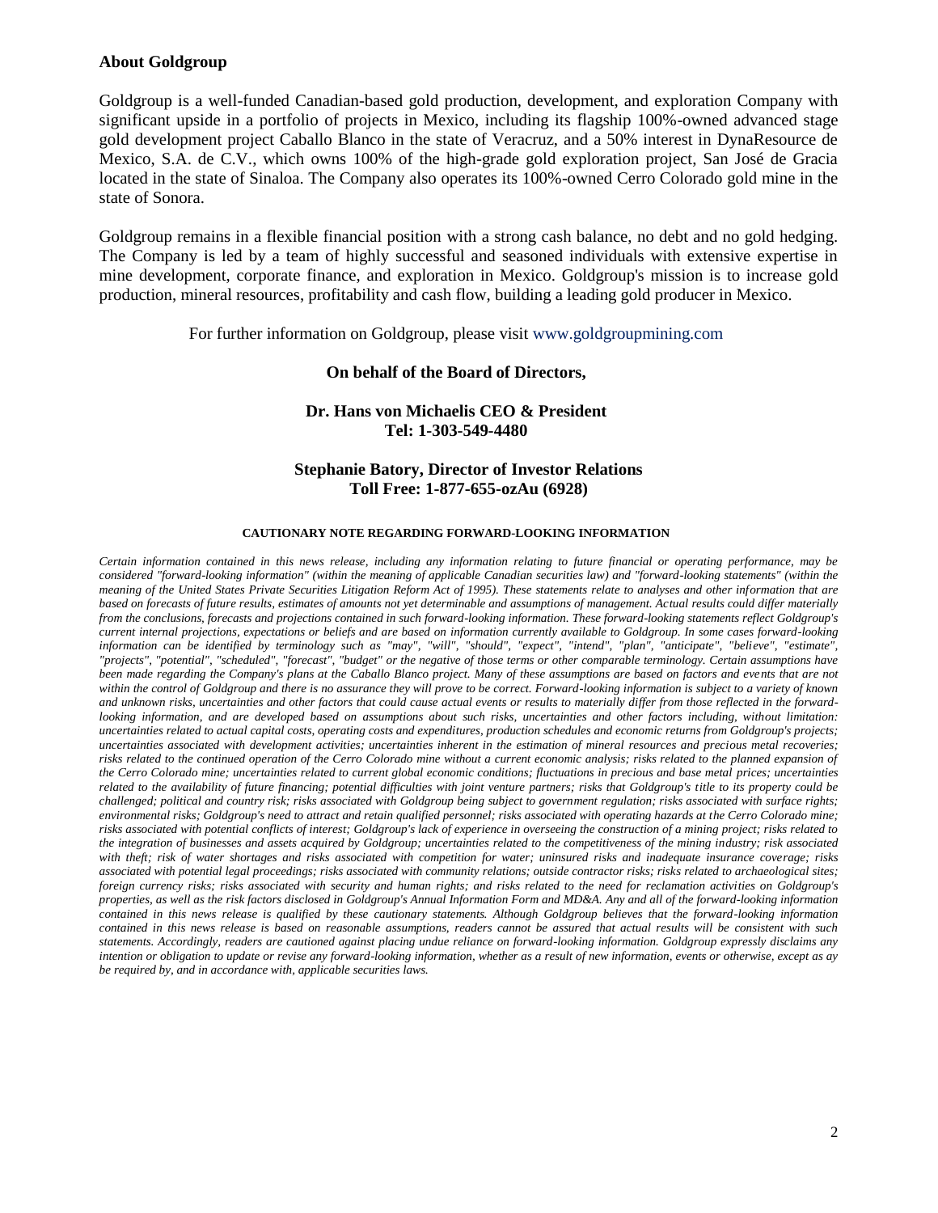**About Goldgroup**

Goldgroup is a well-funded Canadian-based gold production, development, and exploration Company with significant upside in a portfolio of projects in Mexico, including its flagship 100%-owned advanced stage gold development project Caballo Blanco in the state of Veracruz, and a 50% interest in DynaResource de Mexico, S.A. de C.V., which owns 100% of the high-grade gold exploration project, San José de Gracia located in the state of Sinaloa. The Company also operates its 100%-owned Cerro Colorado gold mine in the state of Sonora.

Goldgroup remains in a flexible financial position with a strong cash balance, no debt and no gold hedging. The Company is led by a team of highly successful and seasoned individuals with extensive expertise in mine development, corporate finance, and exploration in Mexico. Goldgroup's mission is to increase gold production, mineral resources, profitability and cash flow, building a leading gold producer in Mexico.

For further information on Goldgroup, please visit www.goldgroupmining.com

**On behalf of the Board of Directors,**

**Dr. Hans von Michaelis CEO & President**
**Tel: 1-303-549-4480**

**Stephanie Batory, Director of Investor Relations**
**Toll Free: 1-877-655-ozAu (6928)**

**CAUTIONARY NOTE REGARDING FORWARD-LOOKING INFORMATION**

*Certain information contained in this news release, including any information relating to future financial or operating performance, may be considered "forward-looking information" (within the meaning of applicable Canadian securities law) and "forward-looking statements" (within the meaning of the United States Private Securities Litigation Reform Act of 1995). These statements relate to analyses and other information that are based on forecasts of future results, estimates of amounts not yet determinable and assumptions of management. Actual results could differ materially from the conclusions, forecasts and projections contained in such forward-looking information. These forward-looking statements reflect Goldgroup's current internal projections, expectations or beliefs and are based on information currently available to Goldgroup. In some cases forward-looking information can be identified by terminology such as "may", "will", "should", "expect", "intend", "plan", "anticipate", "believe", "estimate", "projects", "potential", "scheduled", "forecast", "budget" or the negative of those terms or other comparable terminology. Certain assumptions have been made regarding the Company's plans at the Caballo Blanco project. Many of these assumptions are based on factors and events that are not within the control of Goldgroup and there is no assurance they will prove to be correct. Forward-looking information is subject to a variety of known and unknown risks, uncertainties and other factors that could cause actual events or results to materially differ from those reflected in the forward-looking information, and are developed based on assumptions about such risks, uncertainties and other factors including, without limitation: uncertainties related to actual capital costs, operating costs and expenditures, production schedules and economic returns from Goldgroup's projects; uncertainties associated with development activities; uncertainties inherent in the estimation of mineral resources and precious metal recoveries; risks related to the continued operation of the Cerro Colorado mine without a current economic analysis; risks related to the planned expansion of the Cerro Colorado mine; uncertainties related to current global economic conditions; fluctuations in precious and base metal prices; uncertainties related to the availability of future financing; potential difficulties with joint venture partners; risks that Goldgroup's title to its property could be challenged; political and country risk; risks associated with Goldgroup being subject to government regulation; risks associated with surface rights; environmental risks; Goldgroup's need to attract and retain qualified personnel; risks associated with operating hazards at the Cerro Colorado mine; risks associated with potential conflicts of interest; Goldgroup's lack of experience in overseeing the construction of a mining project; risks related to the integration of businesses and assets acquired by Goldgroup; uncertainties related to the competitiveness of the mining industry; risk associated with theft; risk of water shortages and risks associated with competition for water; uninsured risks and inadequate insurance coverage; risks associated with potential legal proceedings; risks associated with community relations; outside contractor risks; risks related to archaeological sites; foreign currency risks; risks associated with security and human rights; and risks related to the need for reclamation activities on Goldgroup's properties, as well as the risk factors disclosed in Goldgroup's Annual Information Form and MD&A. Any and all of the forward-looking information contained in this news release is qualified by these cautionary statements. Although Goldgroup believes that the forward-looking information contained in this news release is based on reasonable assumptions, readers cannot be assured that actual results will be consistent with such statements. Accordingly, readers are cautioned against placing undue reliance on forward-looking information. Goldgroup expressly disclaims any intention or obligation to update or revise any forward-looking information, whether as a result of new information, events or otherwise, except as ay be required by, and in accordance with, applicable securities laws.*